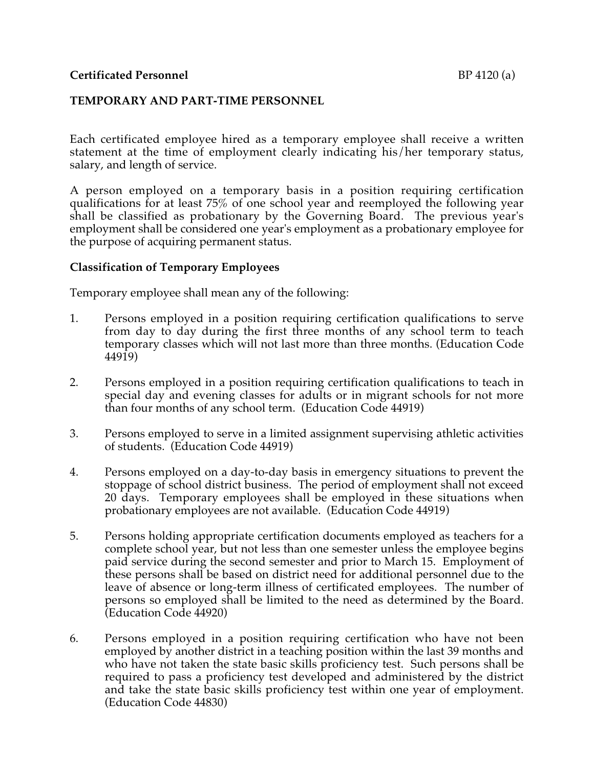**Certificated Personnel** BP 4120 (a)

**TEMPORARY AND PART-TIME PERSONNEL**

Each certificated employee hired as a temporary employee shall receive a written statement at the time of employment clearly indicating his/her temporary status, salary, and length of service.

A person employed on a temporary basis in a position requiring certification qualifications for at least 75% of one school year and reemployed the following year shall be classified as probationary by the Governing Board. The previous year's employment shall be considered one year's employment as a probationary employee for the purpose of acquiring permanent status.

**Classification of Temporary Employees**

Temporary employee shall mean any of the following:

1. Persons employed in a position requiring certification qualifications to serve from day to day during the first three months of any school term to teach temporary classes which will not last more than three months. (Education Code 44919)

2. Persons employed in a position requiring certification qualifications to teach in special day and evening classes for adults or in migrant schools for not more than four months of any school term. (Education Code 44919)

3. Persons employed to serve in a limited assignment supervising athletic activities of students. (Education Code 44919)

4. Persons employed on a day-to-day basis in emergency situations to prevent the stoppage of school district business. The period of employment shall not exceed 20 days. Temporary employees shall be employed in these situations when probationary employees are not available. (Education Code 44919)

5. Persons holding appropriate certification documents employed as teachers for a complete school year, but not less than one semester unless the employee begins paid service during the second semester and prior to March 15. Employment of these persons shall be based on district need for additional personnel due to the leave of absence or long-term illness of certificated employees. The number of persons so employed shall be limited to the need as determined by the Board. (Education Code 44920)

6. Persons employed in a position requiring certification who have not been employed by another district in a teaching position within the last 39 months and who have not taken the state basic skills proficiency test. Such persons shall be required to pass a proficiency test developed and administered by the district and take the state basic skills proficiency test within one year of employment. (Education Code 44830)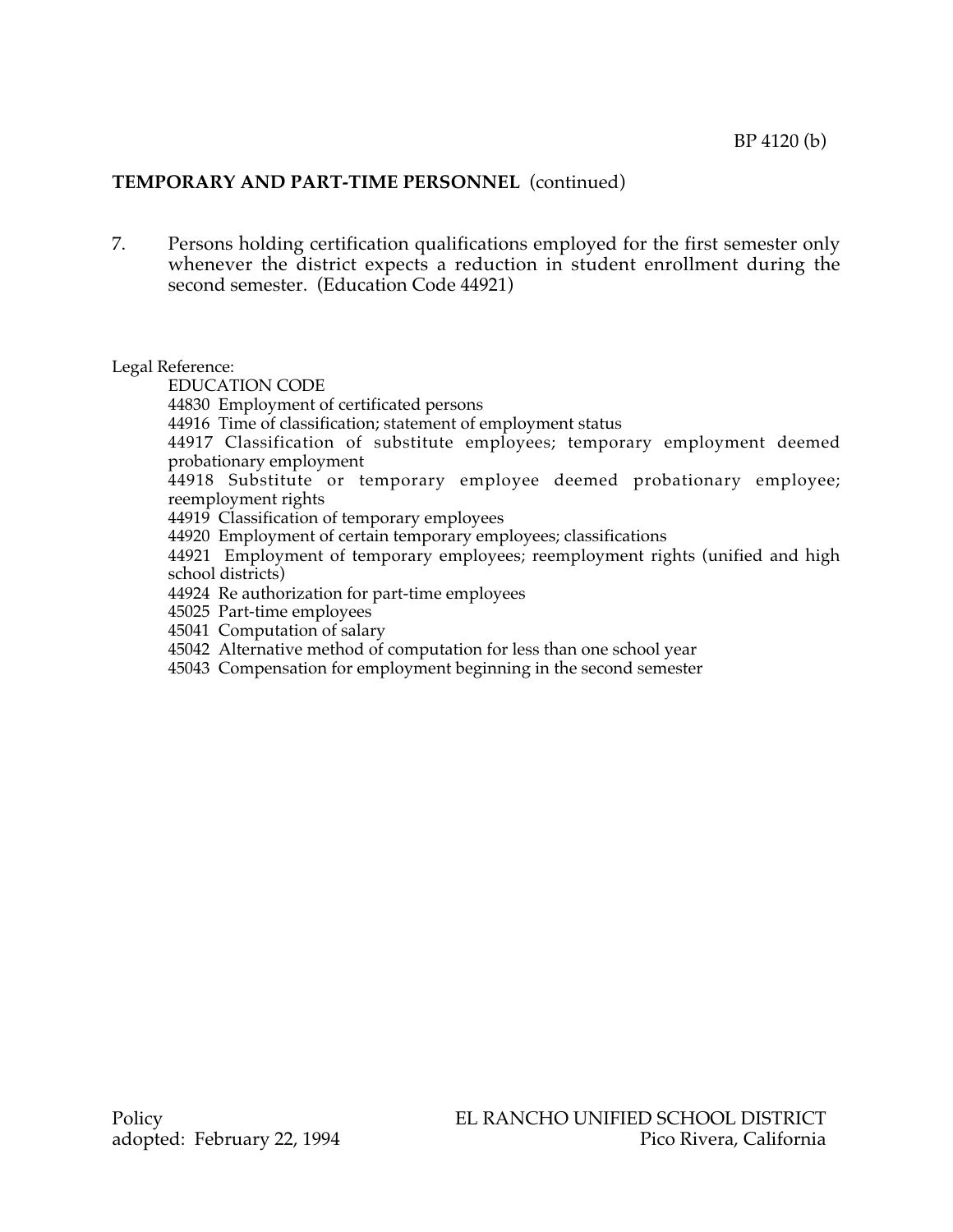## TEMPORARY AND PART-TIME PERSONNEL (continued)

7. Persons holding certification qualifications employed for the first semester only whenever the district expects a reduction in student enrollment during the second semester. (Education Code 44921)

Legal Reference:

EDUCATION CODE

44830 Employment of certificated persons

44916 Time of classification; statement of employment status

44917 Classification of substitute employees; temporary employment deemed probationary employment

44918 Substitute or temporary employee deemed probationary employee; reemployment rights

44919 Classification of temporary employees

44920 Employment of certain temporary employees; classifications

44921 Employment of temporary employees; reemployment rights (unified and high school districts)

44924 Re authorization for part-time employees

45025 Part-time employees

45041 Computation of salary

45042 Alternative method of computation for less than one school year

45043 Compensation for employment beginning in the second semester

Policy
adopted: February 22, 1994

EL RANCHO UNIFIED SCHOOL DISTRICT
Pico Rivera, California